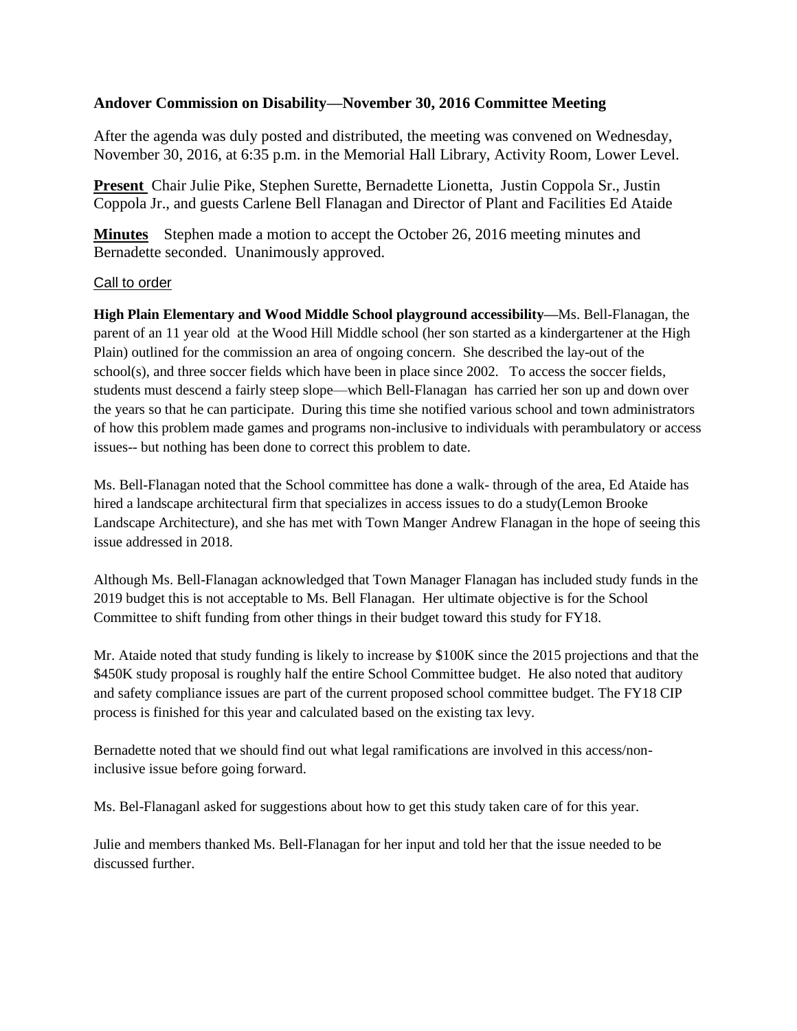**Andover Commission on Disability—November 30, 2016 Committee Meeting**

After the agenda was duly posted and distributed, the meeting was convened on Wednesday, November 30, 2016, at 6:35 p.m. in the Memorial Hall Library, Activity Room, Lower Level.

**Present** Chair Julie Pike, Stephen Surette, Bernadette Lionetta, Justin Coppola Sr., Justin Coppola Jr., and guests Carlene Bell Flanagan and Director of Plant and Facilities Ed Ataide

**Minutes** Stephen made a motion to accept the October 26, 2016 meeting minutes and Bernadette seconded. Unanimously approved.

Call to order

**High Plain Elementary and Wood Middle School playground accessibility—**Ms. Bell-Flanagan, the parent of an 11 year old at the Wood Hill Middle school (her son started as a kindergartener at the High Plain) outlined for the commission an area of ongoing concern. She described the lay-out of the school(s), and three soccer fields which have been in place since 2002. To access the soccer fields, students must descend a fairly steep slope—which Bell-Flanagan has carried her son up and down over the years so that he can participate. During this time she notified various school and town administrators of how this problem made games and programs non-inclusive to individuals with perambulatory or access issues-- but nothing has been done to correct this problem to date.

Ms. Bell-Flanagan noted that the School committee has done a walk- through of the area, Ed Ataide has hired a landscape architectural firm that specializes in access issues to do a study(Lemon Brooke Landscape Architecture), and she has met with Town Manger Andrew Flanagan in the hope of seeing this issue addressed in 2018.

Although Ms. Bell-Flanagan acknowledged that Town Manager Flanagan has included study funds in the 2019 budget this is not acceptable to Ms. Bell Flanagan. Her ultimate objective is for the School Committee to shift funding from other things in their budget toward this study for FY18.

Mr. Ataide noted that study funding is likely to increase by $100K since the 2015 projections and that the $450K study proposal is roughly half the entire School Committee budget. He also noted that auditory and safety compliance issues are part of the current proposed school committee budget. The FY18 CIP process is finished for this year and calculated based on the existing tax levy.

Bernadette noted that we should find out what legal ramifications are involved in this access/non-inclusive issue before going forward.

Ms. Bel-Flanaganl asked for suggestions about how to get this study taken care of for this year.

Julie and members thanked Ms. Bell-Flanagan for her input and told her that the issue needed to be discussed further.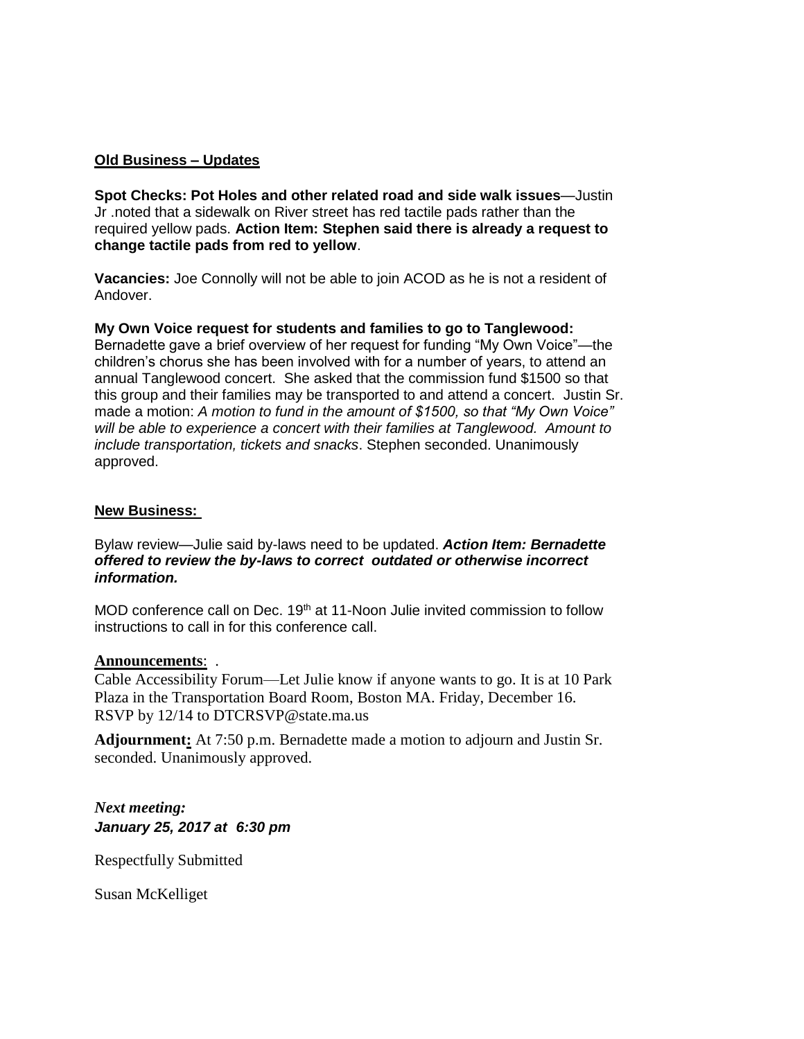**Old Business – Updates**

**Spot Checks: Pot Holes and other related road and side walk issues**—Justin Jr .noted that a sidewalk on River street has red tactile pads rather than the required yellow pads. **Action Item: Stephen said there is already a request to change tactile pads from red to yellow**.

**Vacancies:** Joe Connolly will not be able to join ACOD as he is not a resident of Andover.

**My Own Voice request for students and families to go to Tanglewood:** Bernadette gave a brief overview of her request for funding "My Own Voice"—the children's chorus she has been involved with for a number of years, to attend an annual Tanglewood concert. She asked that the commission fund $1500 so that this group and their families may be transported to and attend a concert. Justin Sr. made a motion: *A motion to fund in the amount of $1500, so that "My Own Voice" will be able to experience a concert with their families at Tanglewood. Amount to include transportation, tickets and snacks*. Stephen seconded. Unanimously approved.

**New Business:**

Bylaw review—Julie said by-laws need to be updated. ***Action Item: Bernadette offered to review the by-laws to correct outdated or otherwise incorrect information.***

MOD conference call on Dec. 19th at 11-Noon Julie invited commission to follow instructions to call in for this conference call.

**Announcements**: .

Cable Accessibility Forum—Let Julie know if anyone wants to go. It is at 10 Park Plaza in the Transportation Board Room, Boston MA. Friday, December 16. RSVP by 12/14 to DTCRSVP@state.ma.us

**Adjournment:** At 7:50 p.m. Bernadette made a motion to adjourn and Justin Sr. seconded. Unanimously approved.

***Next meeting:***
***January 25, 2017 at 6:30 pm***

Respectfully Submitted

Susan McKelliget